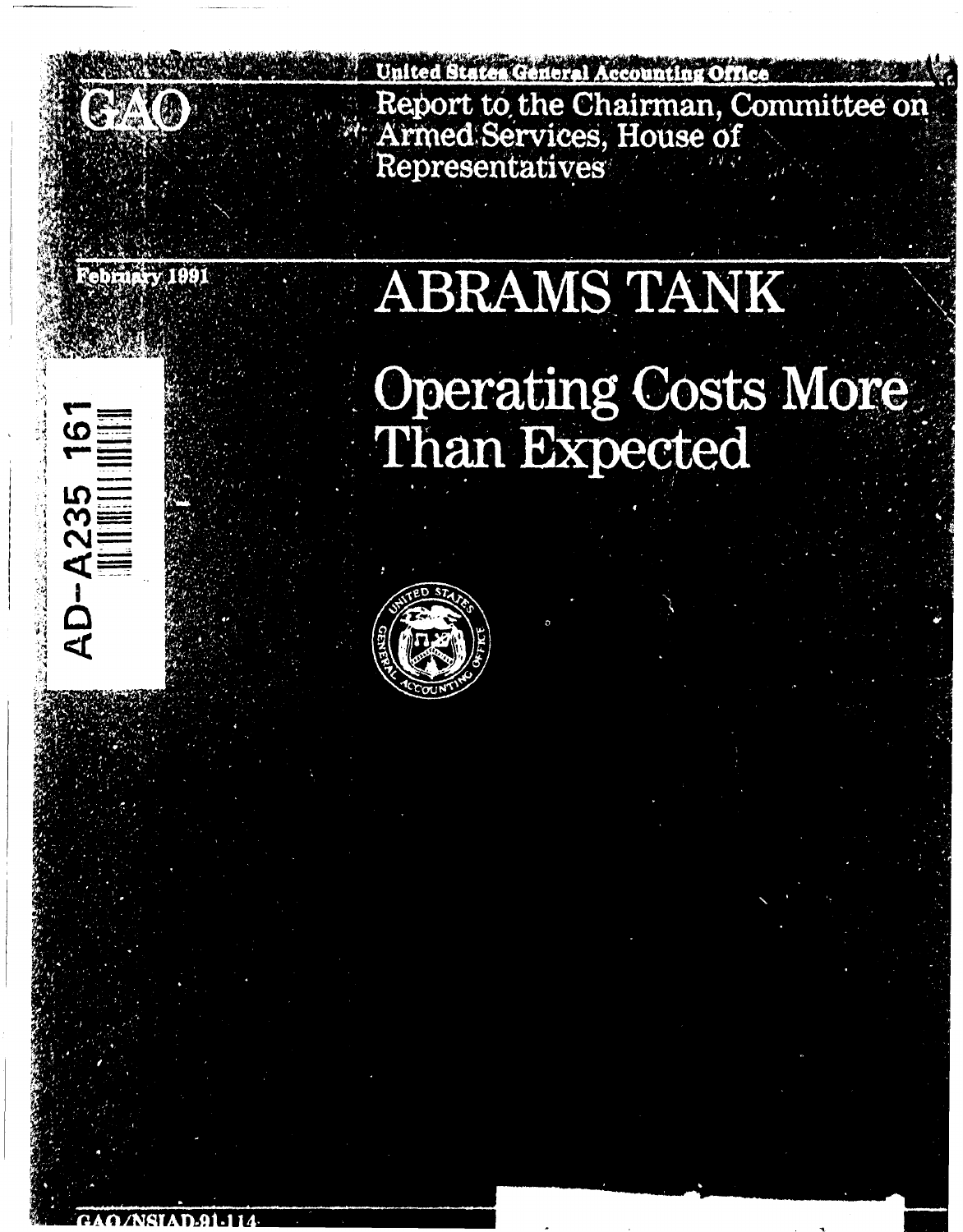GAO

United States General Accounting Office

Report to the Chairman, Committee on Armed Services, House of Representatives

February 1991

# ABRAMS TANK

# Operating Costs More Than Expected

AD-A235 161

GAO/NSIAD-91-114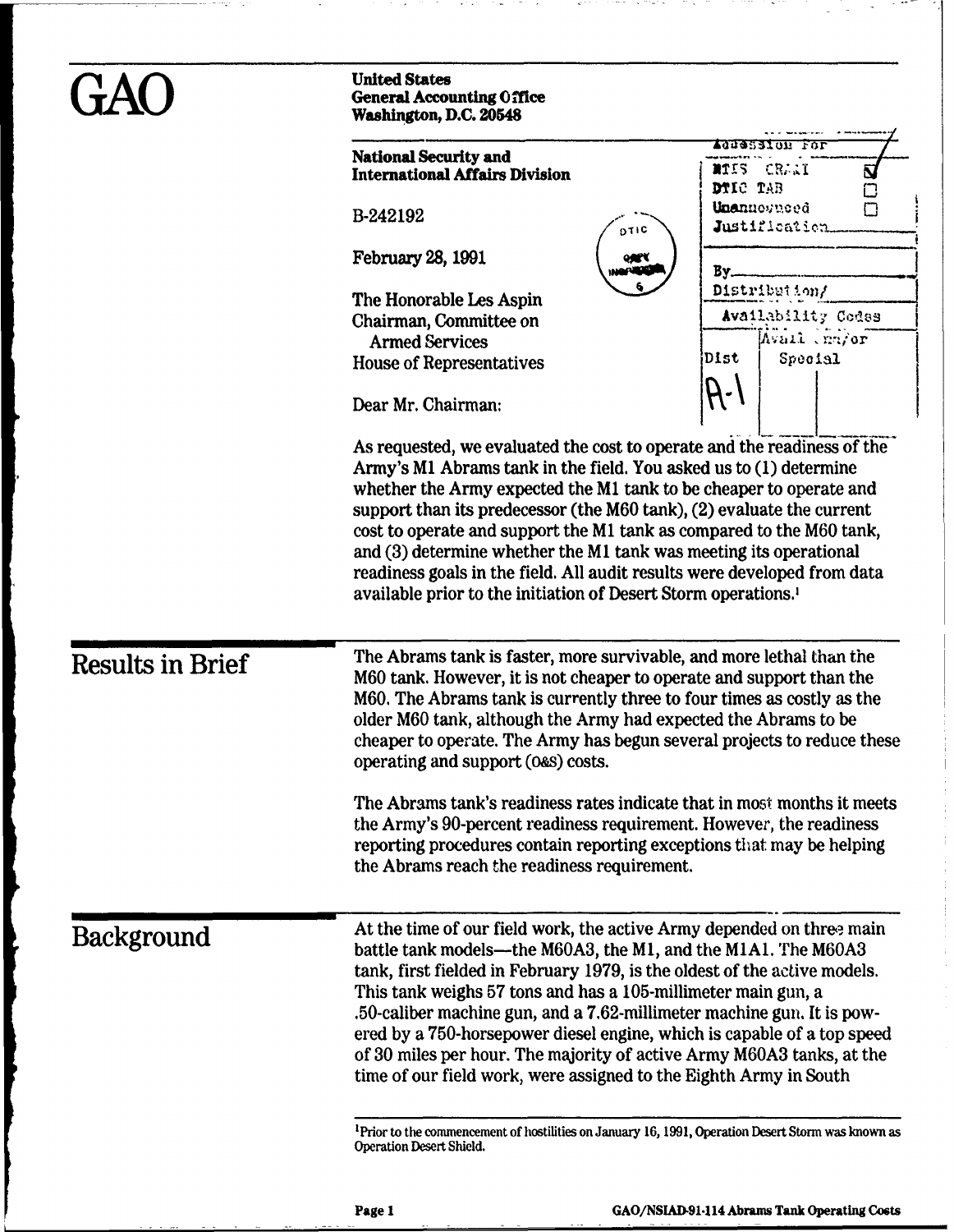# GAO

**United States**
**General Accounting Office**
**Washington, D.C. 20548**

**National Security and International Affairs Division**

B-242192

February 28, 1991

The Honorable Les Aspin
Chairman, Committee on Armed Services
House of Representatives

Dear Mr. Chairman:

As requested, we evaluated the cost to operate and the readiness of the Army's M1 Abrams tank in the field. You asked us to (1) determine whether the Army expected the M1 tank to be cheaper to operate and support than its predecessor (the M60 tank), (2) evaluate the current cost to operate and support the M1 tank as compared to the M60 tank, and (3) determine whether the M1 tank was meeting its operational readiness goals in the field. All audit results were developed from data available prior to the initiation of Desert Storm operations.[1]

## Results in Brief

The Abrams tank is faster, more survivable, and more lethal than the M60 tank. However, it is not cheaper to operate and support than the M60. The Abrams tank is currently three to four times as costly as the older M60 tank, although the Army had expected the Abrams to be cheaper to operate. The Army has begun several projects to reduce these operating and support (O&S) costs.

The Abrams tank's readiness rates indicate that in most months it meets the Army's 90-percent readiness requirement. However, the readiness reporting procedures contain reporting exceptions that may be helping the Abrams reach the readiness requirement.

## Background

At the time of our field work, the active Army depended on three main battle tank models—the M60A3, the M1, and the M1A1. The M60A3 tank, first fielded in February 1979, is the oldest of the active models. This tank weighs 57 tons and has a 105-millimeter main gun, a .50-caliber machine gun, and a 7.62-millimeter machine gun. It is powered by a 750-horsepower diesel engine, which is capable of a top speed of 30 miles per hour. The majority of active Army M60A3 tanks, at the time of our field work, were assigned to the Eighth Army in South

[1] Prior to the commencement of hostilities on January 16, 1991, Operation Desert Storm was known as Operation Desert Shield.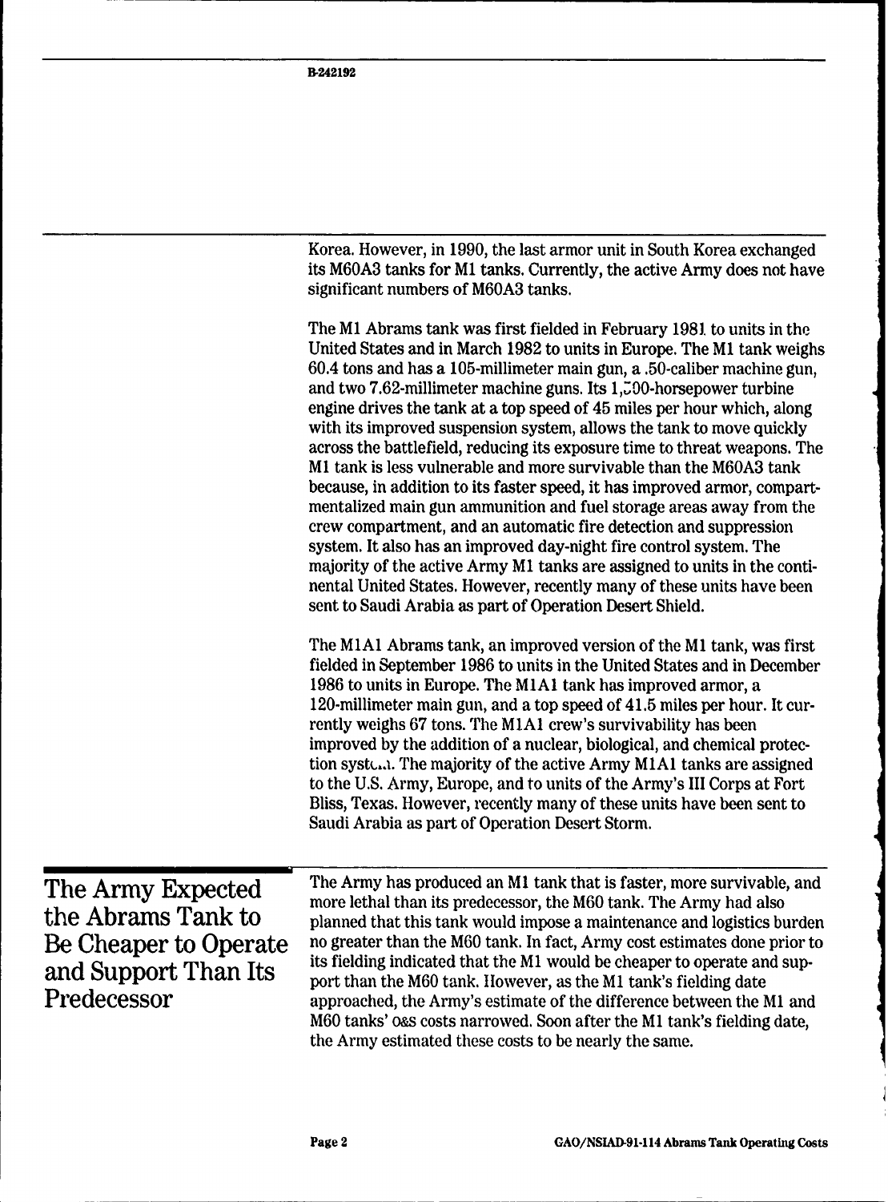Korea. However, in 1990, the last armor unit in South Korea exchanged its M60A3 tanks for M1 tanks. Currently, the active Army does not have significant numbers of M60A3 tanks.

The M1 Abrams tank was first fielded in February 1981 to units in the United States and in March 1982 to units in Europe. The M1 tank weighs 60.4 tons and has a 105-millimeter main gun, a .50-caliber machine gun, and two 7.62-millimeter machine guns. Its 1,500-horsepower turbine engine drives the tank at a top speed of 45 miles per hour which, along with its improved suspension system, allows the tank to move quickly across the battlefield, reducing its exposure time to threat weapons. The M1 tank is less vulnerable and more survivable than the M60A3 tank because, in addition to its faster speed, it has improved armor, compartmentalized main gun ammunition and fuel storage areas away from the crew compartment, and an automatic fire detection and suppression system. It also has an improved day-night fire control system. The majority of the active Army M1 tanks are assigned to units in the continental United States. However, recently many of these units have been sent to Saudi Arabia as part of Operation Desert Shield.

The M1A1 Abrams tank, an improved version of the M1 tank, was first fielded in September 1986 to units in the United States and in December 1986 to units in Europe. The M1A1 tank has improved armor, a 120-millimeter main gun, and a top speed of 41.5 miles per hour. It currently weighs 67 tons. The M1A1 crew's survivability has been improved by the addition of a nuclear, biological, and chemical protection system. The majority of the active Army M1A1 tanks are assigned to the U.S. Army, Europe, and to units of the Army's III Corps at Fort Bliss, Texas. However, recently many of these units have been sent to Saudi Arabia as part of Operation Desert Storm.

## The Army Expected the Abrams Tank to Be Cheaper to Operate and Support Than Its Predecessor

The Army has produced an M1 tank that is faster, more survivable, and more lethal than its predecessor, the M60 tank. The Army had also planned that this tank would impose a maintenance and logistics burden no greater than the M60 tank. In fact, Army cost estimates done prior to its fielding indicated that the M1 would be cheaper to operate and support than the M60 tank. However, as the M1 tank's fielding date approached, the Army's estimate of the difference between the M1 and M60 tanks' O&S costs narrowed. Soon after the M1 tank's fielding date, the Army estimated these costs to be nearly the same.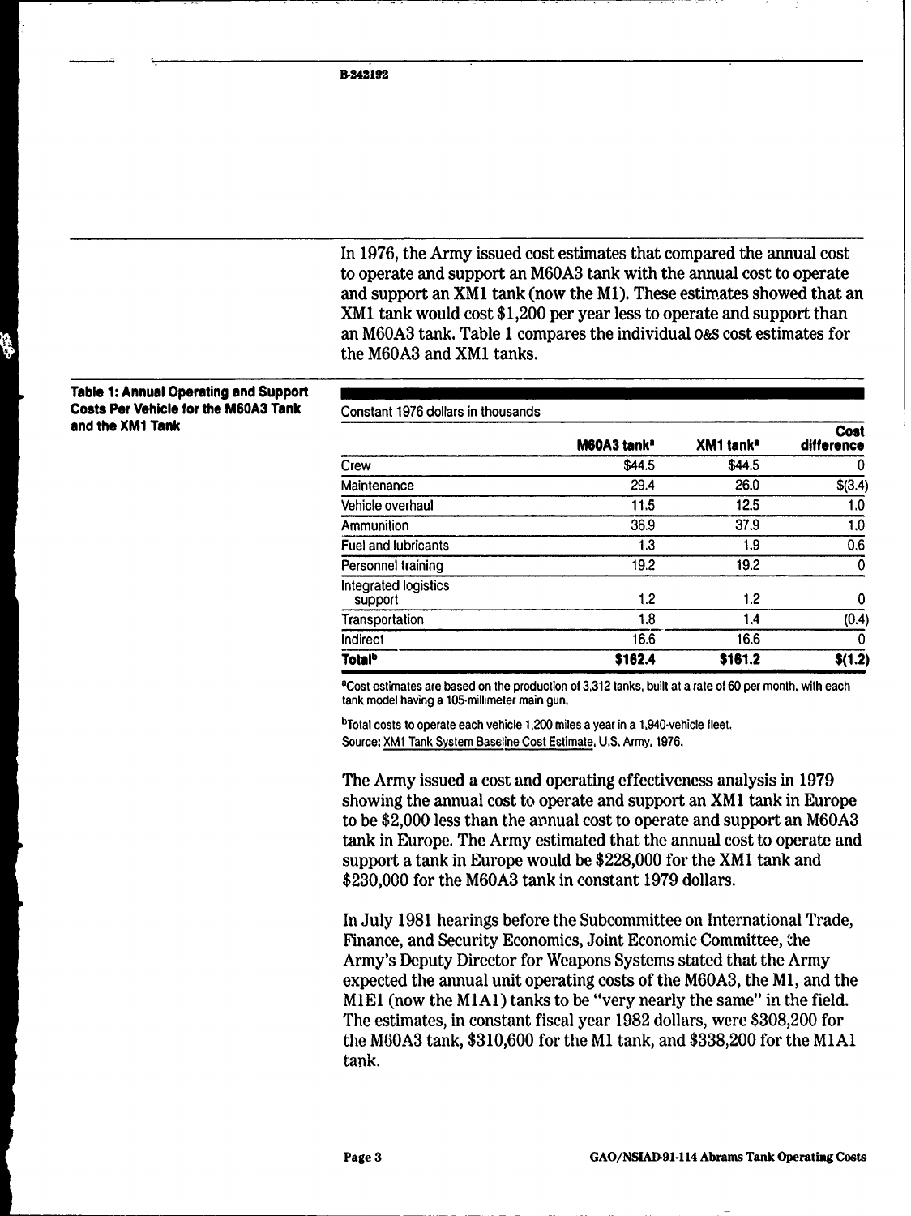In 1976, the Army issued cost estimates that compared the annual cost to operate and support an M60A3 tank with the annual cost to operate and support an XM1 tank (now the M1). These estimates showed that an XM1 tank would cost $1,200 per year less to operate and support than an M60A3 tank. Table 1 compares the individual O&S cost estimates for the M60A3 and XM1 tanks.

**Table 1: Annual Operating and Support Costs Per Vehicle for the M60A3 Tank and the XM1 Tank**

Constant 1976 dollars in thousands

| | M60A3 tank[a] | XM1 tank[a] | Cost difference |
|---|---|---|---|
| Crew | $44.5 | $44.5 | 0 |
| Maintenance | 29.4 | 26.0 | $(3.4) |
| Vehicle overhaul | 11.5 | 12.5 | 1.0 |
| Ammunition | 36.9 | 37.9 | 1.0 |
| Fuel and lubricants | 1.3 | 1.9 | 0.6 |
| Personnel training | 19.2 | 19.2 | 0 |
| Integrated logistics support | 1.2 | 1.2 | 0 |
| Transportation | 1.8 | 1.4 | (0.4) |
| Indirect | 16.6 | 16.6 | 0 |
| **Total[b]** | **$162.4** | **$161.2** | **$(1.2)** |

[a]Cost estimates are based on the production of 3,312 tanks, built at a rate of 60 per month, with each tank model having a 105-millimeter main gun.

[b]Total costs to operate each vehicle 1,200 miles a year in a 1,940-vehicle fleet.

Source: XM1 Tank System Baseline Cost Estimate, U.S. Army, 1976.

The Army issued a cost and operating effectiveness analysis in 1979 showing the annual cost to operate and support an XM1 tank in Europe to be $2,000 less than the annual cost to operate and support an M60A3 tank in Europe. The Army estimated that the annual cost to operate and support a tank in Europe would be $228,000 for the XM1 tank and $230,000 for the M60A3 tank in constant 1979 dollars.

In July 1981 hearings before the Subcommittee on International Trade, Finance, and Security Economics, Joint Economic Committee, the Army's Deputy Director for Weapons Systems stated that the Army expected the annual unit operating costs of the M60A3, the M1, and the M1E1 (now the M1A1) tanks to be "very nearly the same" in the field. The estimates, in constant fiscal year 1982 dollars, were $308,200 for the M60A3 tank, $310,600 for the M1 tank, and $338,200 for the M1A1 tank.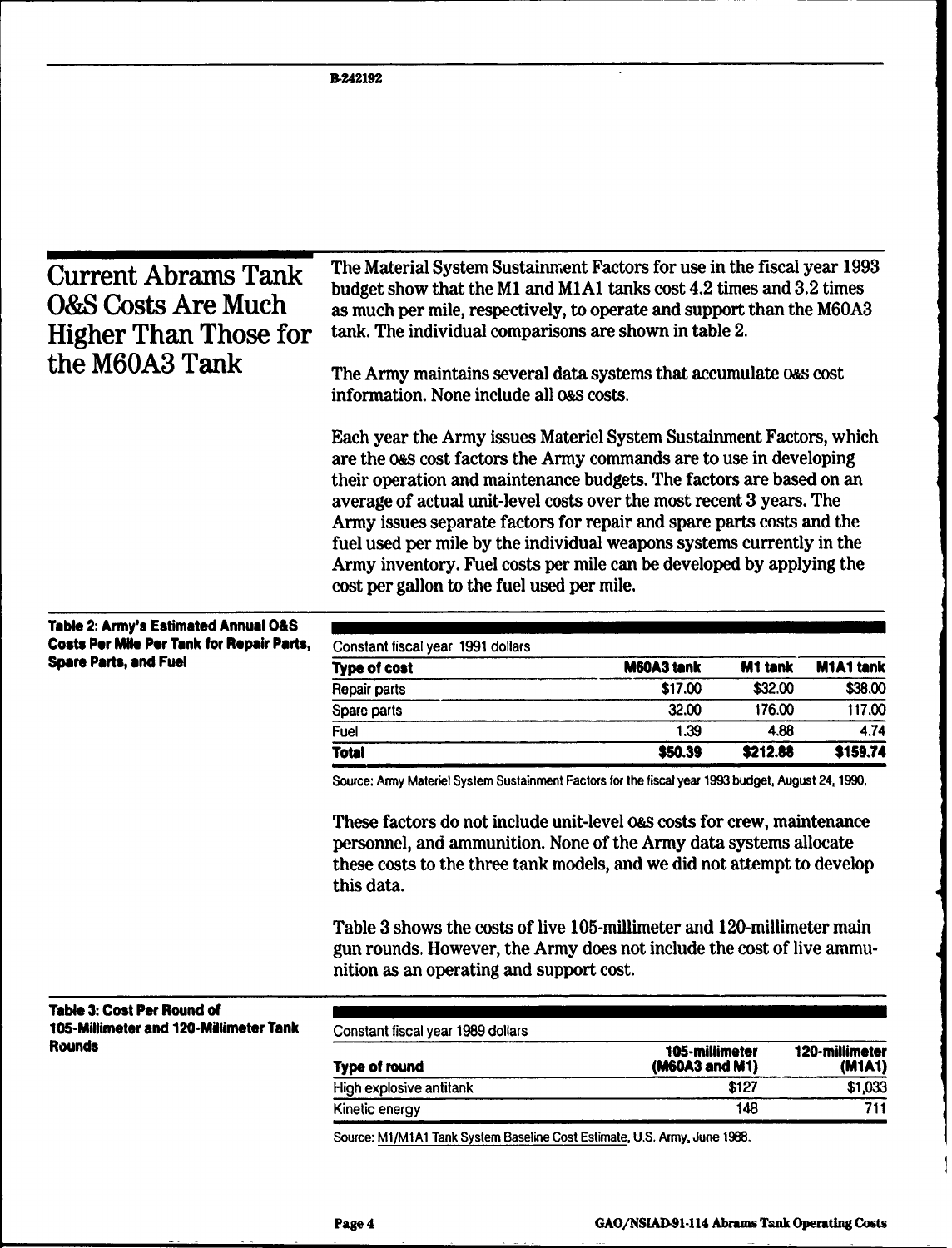## Current Abrams Tank O&S Costs Are Much Higher Than Those for the M60A3 Tank

The Material System Sustainment Factors for use in the fiscal year 1993 budget show that the M1 and M1A1 tanks cost 4.2 times and 3.2 times as much per mile, respectively, to operate and support than the M60A3 tank. The individual comparisons are shown in table 2.

The Army maintains several data systems that accumulate O&S cost information. None include all O&S costs.

Each year the Army issues Materiel System Sustainment Factors, which are the O&S cost factors the Army commands are to use in developing their operation and maintenance budgets. The factors are based on an average of actual unit-level costs over the most recent 3 years. The Army issues separate factors for repair and spare parts costs and the fuel used per mile by the individual weapons systems currently in the Army inventory. Fuel costs per mile can be developed by applying the cost per gallon to the fuel used per mile.

**Table 2: Army's Estimated Annual O&S Costs Per Mile Per Tank for Repair Parts, Spare Parts, and Fuel**

Constant fiscal year 1991 dollars

| Type of cost | M60A3 tank | M1 tank | M1A1 tank |
|---|---|---|---|
| Repair parts | $17.00 | $32.00 | $38.00 |
| Spare parts | 32.00 | 176.00 | 117.00 |
| Fuel | 1.39 | 4.88 | 4.74 |
| **Total** | **$50.39** | **$212.88** | **$159.74** |

Source: Army Materiel System Sustainment Factors for the fiscal year 1993 budget, August 24, 1990.

These factors do not include unit-level O&S costs for crew, maintenance personnel, and ammunition. None of the Army data systems allocate these costs to the three tank models, and we did not attempt to develop this data.

Table 3 shows the costs of live 105-millimeter and 120-millimeter main gun rounds. However, the Army does not include the cost of live ammunition as an operating and support cost.

**Table 3: Cost Per Round of 105-Millimeter and 120-Millimeter Tank Rounds**

Constant fiscal year 1989 dollars

| Type of round | 105-millimeter (M60A3 and M1) | 120-millimeter (M1A1) |
|---|---|---|
| High explosive antitank | $127 | $1,033 |
| Kinetic energy | 148 | 711 |

Source: M1/M1A1 Tank System Baseline Cost Estimate, U.S. Army, June 1988.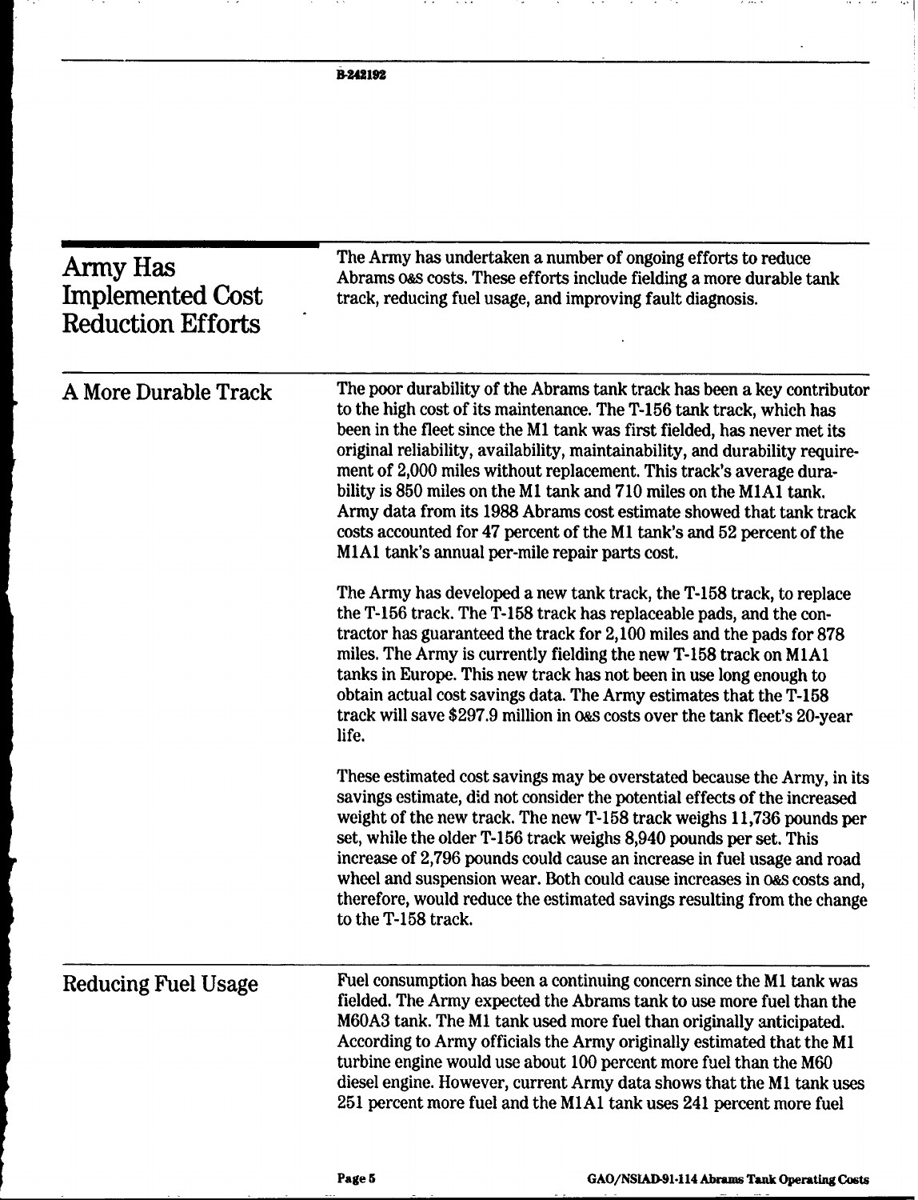## Army Has Implemented Cost Reduction Efforts

The Army has undertaken a number of ongoing efforts to reduce Abrams O&S costs. These efforts include fielding a more durable tank track, reducing fuel usage, and improving fault diagnosis.

### A More Durable Track

The poor durability of the Abrams tank track has been a key contributor to the high cost of its maintenance. The T-156 tank track, which has been in the fleet since the M1 tank was first fielded, has never met its original reliability, availability, maintainability, and durability requirement of 2,000 miles without replacement. This track's average durability is 850 miles on the M1 tank and 710 miles on the M1A1 tank. Army data from its 1988 Abrams cost estimate showed that tank track costs accounted for 47 percent of the M1 tank's and 52 percent of the M1A1 tank's annual per-mile repair parts cost.

The Army has developed a new tank track, the T-158 track, to replace the T-156 track. The T-158 track has replaceable pads, and the contractor has guaranteed the track for 2,100 miles and the pads for 878 miles. The Army is currently fielding the new T-158 track on M1A1 tanks in Europe. This new track has not been in use long enough to obtain actual cost savings data. The Army estimates that the T-158 track will save $297.9 million in O&S costs over the tank fleet's 20-year life.

These estimated cost savings may be overstated because the Army, in its savings estimate, did not consider the potential effects of the increased weight of the new track. The new T-158 track weighs 11,736 pounds per set, while the older T-156 track weighs 8,940 pounds per set. This increase of 2,796 pounds could cause an increase in fuel usage and road wheel and suspension wear. Both could cause increases in O&S costs and, therefore, would reduce the estimated savings resulting from the change to the T-158 track.

### Reducing Fuel Usage

Fuel consumption has been a continuing concern since the M1 tank was fielded. The Army expected the Abrams tank to use more fuel than the M60A3 tank. The M1 tank used more fuel than originally anticipated. According to Army officials the Army originally estimated that the M1 turbine engine would use about 100 percent more fuel than the M60 diesel engine. However, current Army data shows that the M1 tank uses 251 percent more fuel and the M1A1 tank uses 241 percent more fuel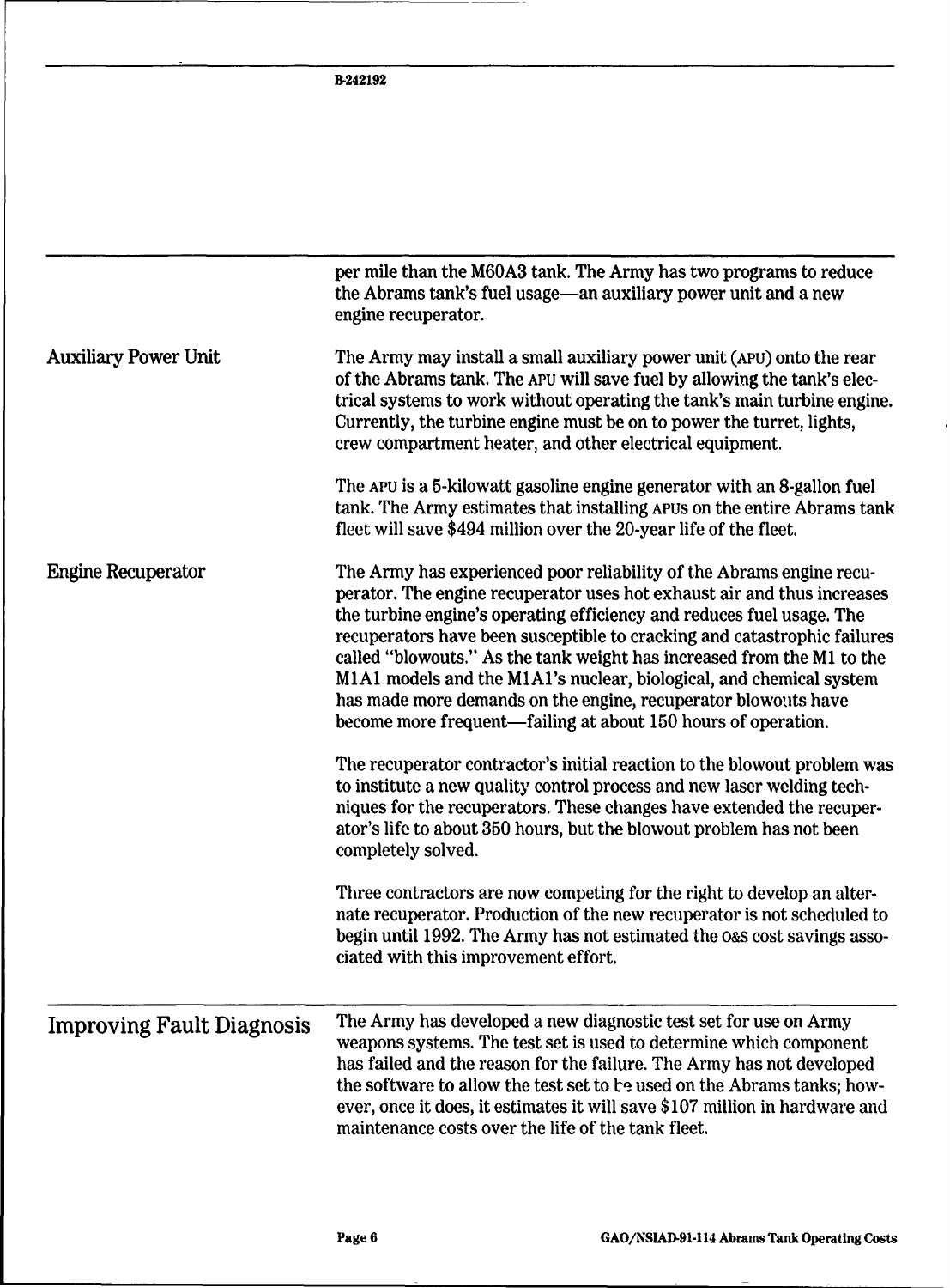per mile than the M60A3 tank. The Army has two programs to reduce the Abrams tank's fuel usage—an auxiliary power unit and a new engine recuperator.

### Auxiliary Power Unit

The Army may install a small auxiliary power unit (APU) onto the rear of the Abrams tank. The APU will save fuel by allowing the tank's electrical systems to work without operating the tank's main turbine engine. Currently, the turbine engine must be on to power the turret, lights, crew compartment heater, and other electrical equipment.

The APU is a 5-kilowatt gasoline engine generator with an 8-gallon fuel tank. The Army estimates that installing APUs on the entire Abrams tank fleet will save $494 million over the 20-year life of the fleet.

### Engine Recuperator

The Army has experienced poor reliability of the Abrams engine recuperator. The engine recuperator uses hot exhaust air and thus increases the turbine engine's operating efficiency and reduces fuel usage. The recuperators have been susceptible to cracking and catastrophic failures called "blowouts." As the tank weight has increased from the M1 to the M1A1 models and the M1A1's nuclear, biological, and chemical system has made more demands on the engine, recuperator blowouts have become more frequent—failing at about 150 hours of operation.

The recuperator contractor's initial reaction to the blowout problem was to institute a new quality control process and new laser welding techniques for the recuperators. These changes have extended the recuperator's life to about 350 hours, but the blowout problem has not been completely solved.

Three contractors are now competing for the right to develop an alternate recuperator. Production of the new recuperator is not scheduled to begin until 1992. The Army has not estimated the O&S cost savings associated with this improvement effort.

## Improving Fault Diagnosis

The Army has developed a new diagnostic test set for use on Army weapons systems. The test set is used to determine which component has failed and the reason for the failure. The Army has not developed the software to allow the test set to be used on the Abrams tanks; however, once it does, it estimates it will save $107 million in hardware and maintenance costs over the life of the tank fleet.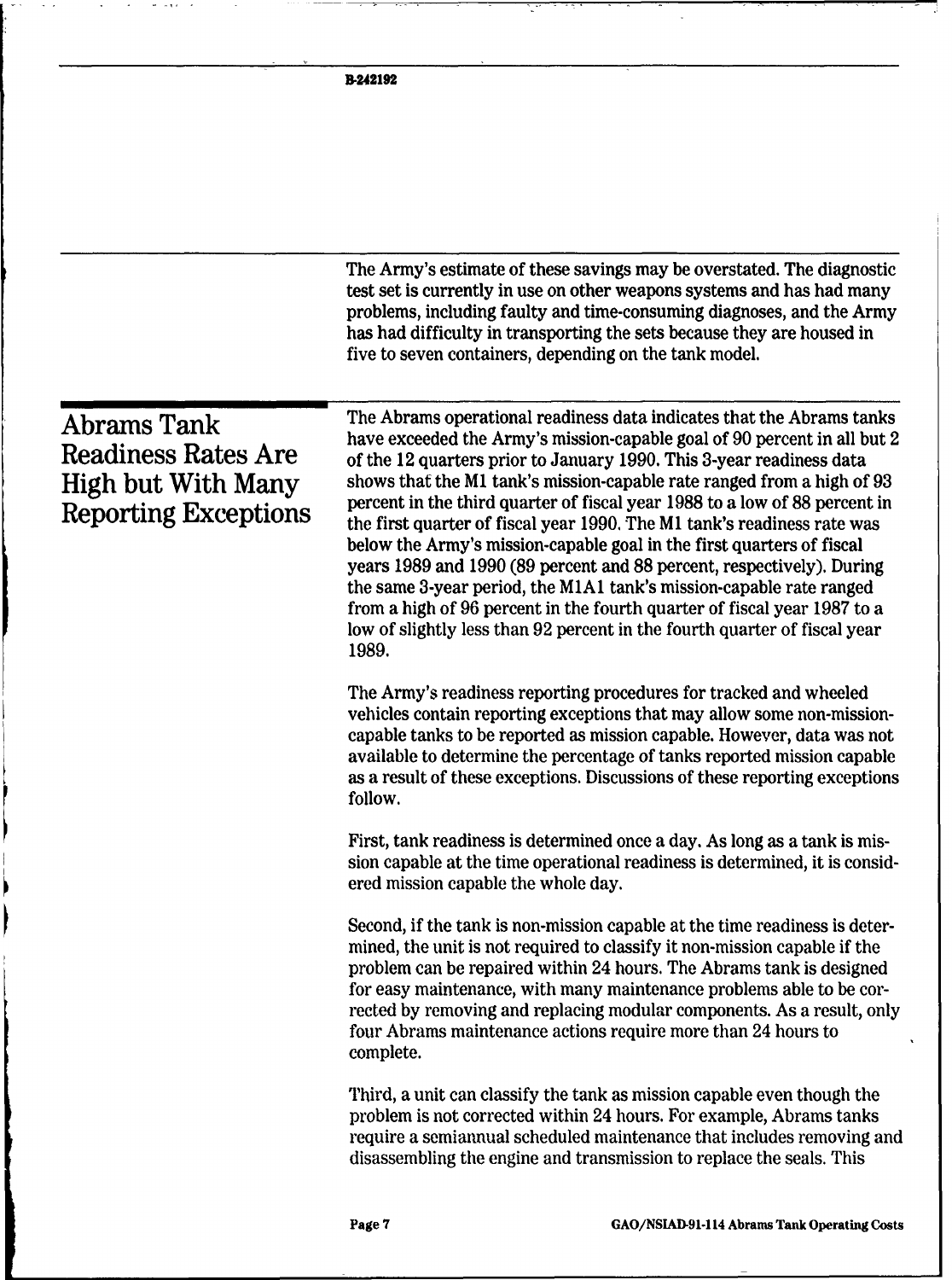The Army's estimate of these savings may be overstated. The diagnostic test set is currently in use on other weapons systems and has had many problems, including faulty and time-consuming diagnoses, and the Army has had difficulty in transporting the sets because they are housed in five to seven containers, depending on the tank model.

## Abrams Tank Readiness Rates Are High but With Many Reporting Exceptions

The Abrams operational readiness data indicates that the Abrams tanks have exceeded the Army's mission-capable goal of 90 percent in all but 2 of the 12 quarters prior to January 1990. This 3-year readiness data shows that the M1 tank's mission-capable rate ranged from a high of 93 percent in the third quarter of fiscal year 1988 to a low of 88 percent in the first quarter of fiscal year 1990. The M1 tank's readiness rate was below the Army's mission-capable goal in the first quarters of fiscal years 1989 and 1990 (89 percent and 88 percent, respectively). During the same 3-year period, the M1A1 tank's mission-capable rate ranged from a high of 96 percent in the fourth quarter of fiscal year 1987 to a low of slightly less than 92 percent in the fourth quarter of fiscal year 1989.

The Army's readiness reporting procedures for tracked and wheeled vehicles contain reporting exceptions that may allow some non-mission-capable tanks to be reported as mission capable. However, data was not available to determine the percentage of tanks reported mission capable as a result of these exceptions. Discussions of these reporting exceptions follow.

First, tank readiness is determined once a day. As long as a tank is mission capable at the time operational readiness is determined, it is considered mission capable the whole day.

Second, if the tank is non-mission capable at the time readiness is determined, the unit is not required to classify it non-mission capable if the problem can be repaired within 24 hours. The Abrams tank is designed for easy maintenance, with many maintenance problems able to be corrected by removing and replacing modular components. As a result, only four Abrams maintenance actions require more than 24 hours to complete.

Third, a unit can classify the tank as mission capable even though the problem is not corrected within 24 hours. For example, Abrams tanks require a semiannual scheduled maintenance that includes removing and disassembling the engine and transmission to replace the seals. This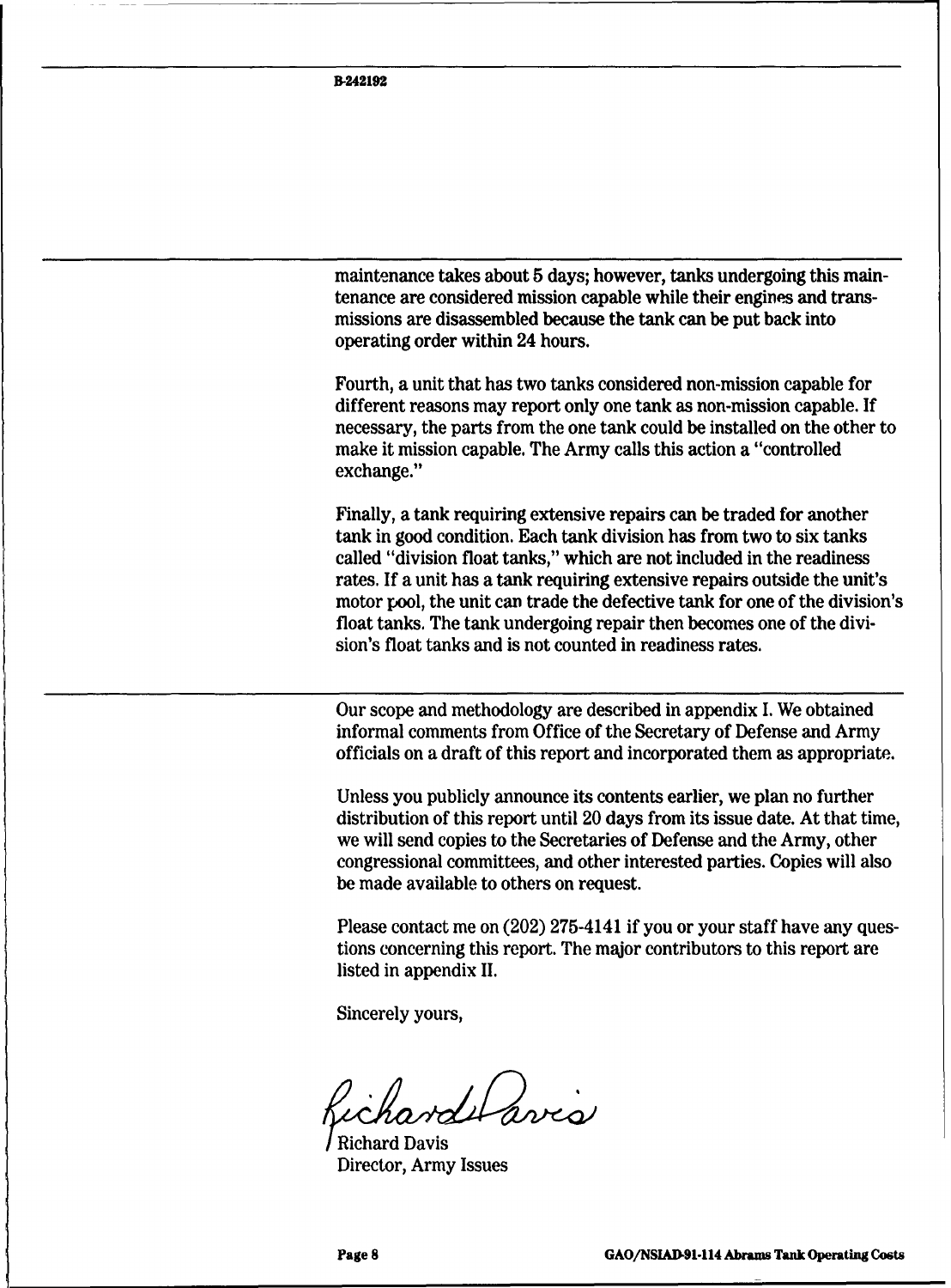maintenance takes about 5 days; however, tanks undergoing this maintenance are considered mission capable while their engines and transmissions are disassembled because the tank can be put back into operating order within 24 hours.

Fourth, a unit that has two tanks considered non-mission capable for different reasons may report only one tank as non-mission capable. If necessary, the parts from the one tank could be installed on the other to make it mission capable. The Army calls this action a "controlled exchange."

Finally, a tank requiring extensive repairs can be traded for another tank in good condition. Each tank division has from two to six tanks called "division float tanks," which are not included in the readiness rates. If a unit has a tank requiring extensive repairs outside the unit's motor pool, the unit can trade the defective tank for one of the division's float tanks. The tank undergoing repair then becomes one of the division's float tanks and is not counted in readiness rates.

Our scope and methodology are described in appendix I. We obtained informal comments from Office of the Secretary of Defense and Army officials on a draft of this report and incorporated them as appropriate.

Unless you publicly announce its contents earlier, we plan no further distribution of this report until 20 days from its issue date. At that time, we will send copies to the Secretaries of Defense and the Army, other congressional committees, and other interested parties. Copies will also be made available to others on request.

Please contact me on (202) 275-4141 if you or your staff have any questions concerning this report. The major contributors to this report are listed in appendix II.

Sincerely yours,

Richard Davis
Director, Army Issues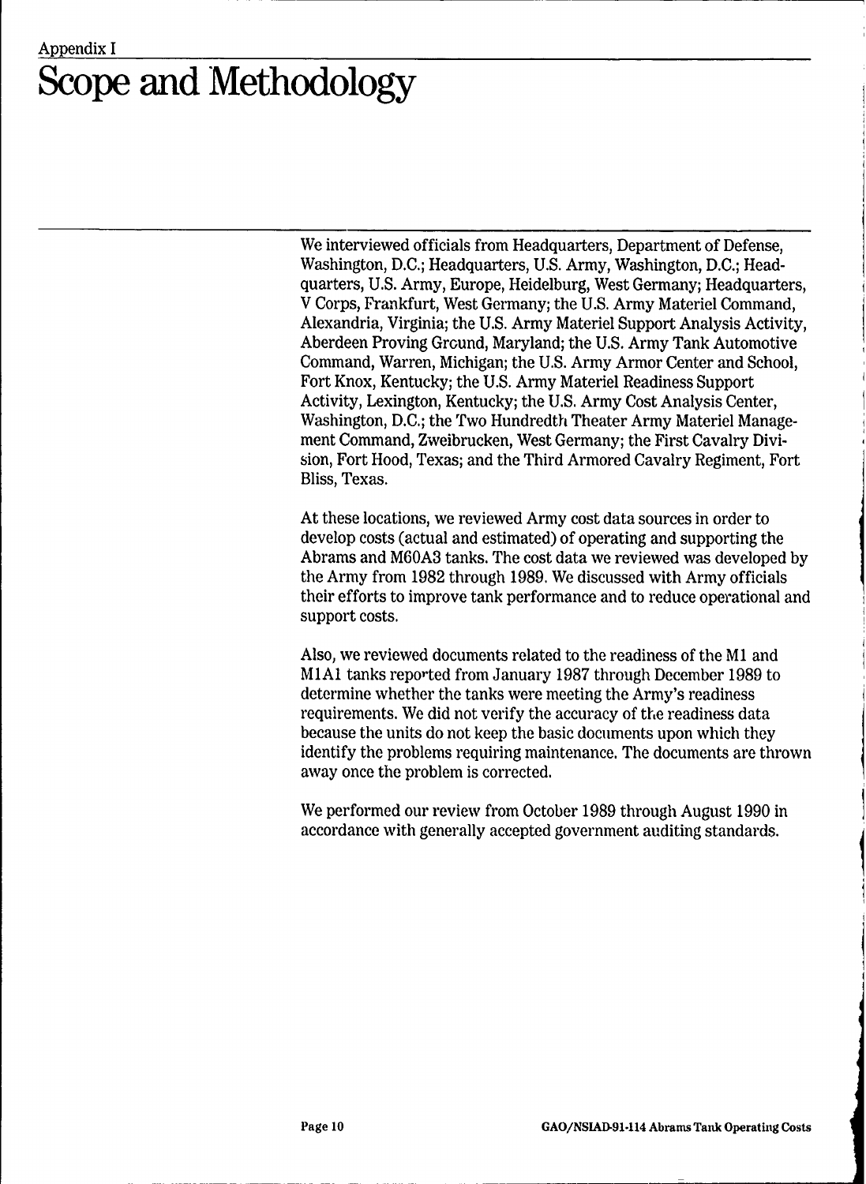Appendix I

# Scope and Methodology

We interviewed officials from Headquarters, Department of Defense, Washington, D.C.; Headquarters, U.S. Army, Washington, D.C.; Headquarters, U.S. Army, Europe, Heidelburg, West Germany; Headquarters, V Corps, Frankfurt, West Germany; the U.S. Army Materiel Command, Alexandria, Virginia; the U.S. Army Materiel Support Analysis Activity, Aberdeen Proving Ground, Maryland; the U.S. Army Tank Automotive Command, Warren, Michigan; the U.S. Army Armor Center and School, Fort Knox, Kentucky; the U.S. Army Materiel Readiness Support Activity, Lexington, Kentucky; the U.S. Army Cost Analysis Center, Washington, D.C.; the Two Hundredth Theater Army Materiel Management Command, Zweibrucken, West Germany; the First Cavalry Division, Fort Hood, Texas; and the Third Armored Cavalry Regiment, Fort Bliss, Texas.

At these locations, we reviewed Army cost data sources in order to develop costs (actual and estimated) of operating and supporting the Abrams and M60A3 tanks. The cost data we reviewed was developed by the Army from 1982 through 1989. We discussed with Army officials their efforts to improve tank performance and to reduce operational and support costs.

Also, we reviewed documents related to the readiness of the M1 and M1A1 tanks reported from January 1987 through December 1989 to determine whether the tanks were meeting the Army's readiness requirements. We did not verify the accuracy of the readiness data because the units do not keep the basic documents upon which they identify the problems requiring maintenance. The documents are thrown away once the problem is corrected.

We performed our review from October 1989 through August 1990 in accordance with generally accepted government auditing standards.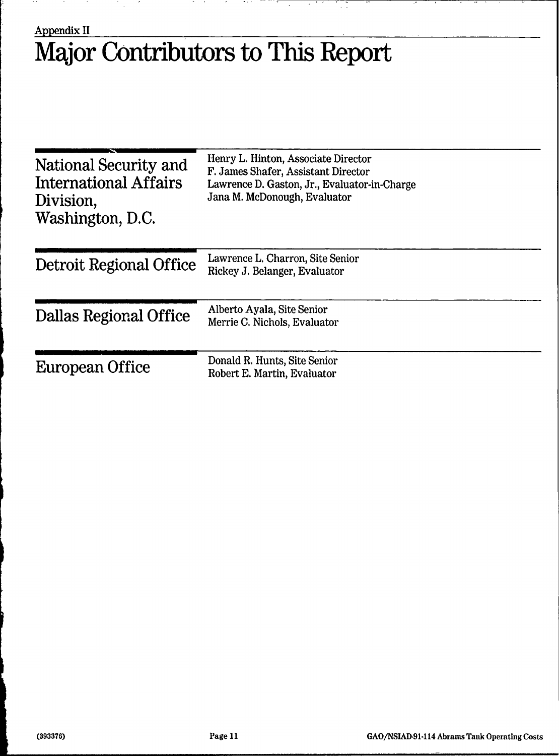Appendix II

# Major Contributors to This Report

## National Security and International Affairs Division, Washington, D.C.

Henry L. Hinton, Associate Director
F. James Shafer, Assistant Director
Lawrence D. Gaston, Jr., Evaluator-in-Charge
Jana M. McDonough, Evaluator

## Detroit Regional Office

Lawrence L. Charron, Site Senior
Rickey J. Belanger, Evaluator

## Dallas Regional Office

Alberto Ayala, Site Senior
Merrie C. Nichols, Evaluator

## European Office

Donald R. Hunts, Site Senior
Robert E. Martin, Evaluator

(393376)